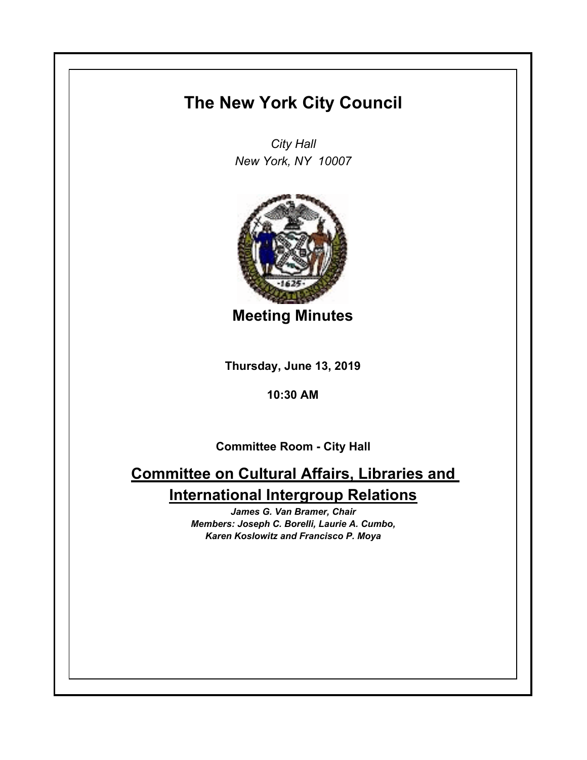# The New York City Council

*City Hall*
*New York, NY 10007*

## Meeting Minutes

**Thursday, June 13, 2019**

**10:30 AM**

**Committee Room - City Hall**

## Committee on Cultural Affairs, Libraries and International Intergroup Relations

***James G. Van Bramer, Chair***
***Members: Joseph C. Borelli, Laurie A. Cumbo, Karen Koslowitz and Francisco P. Moya***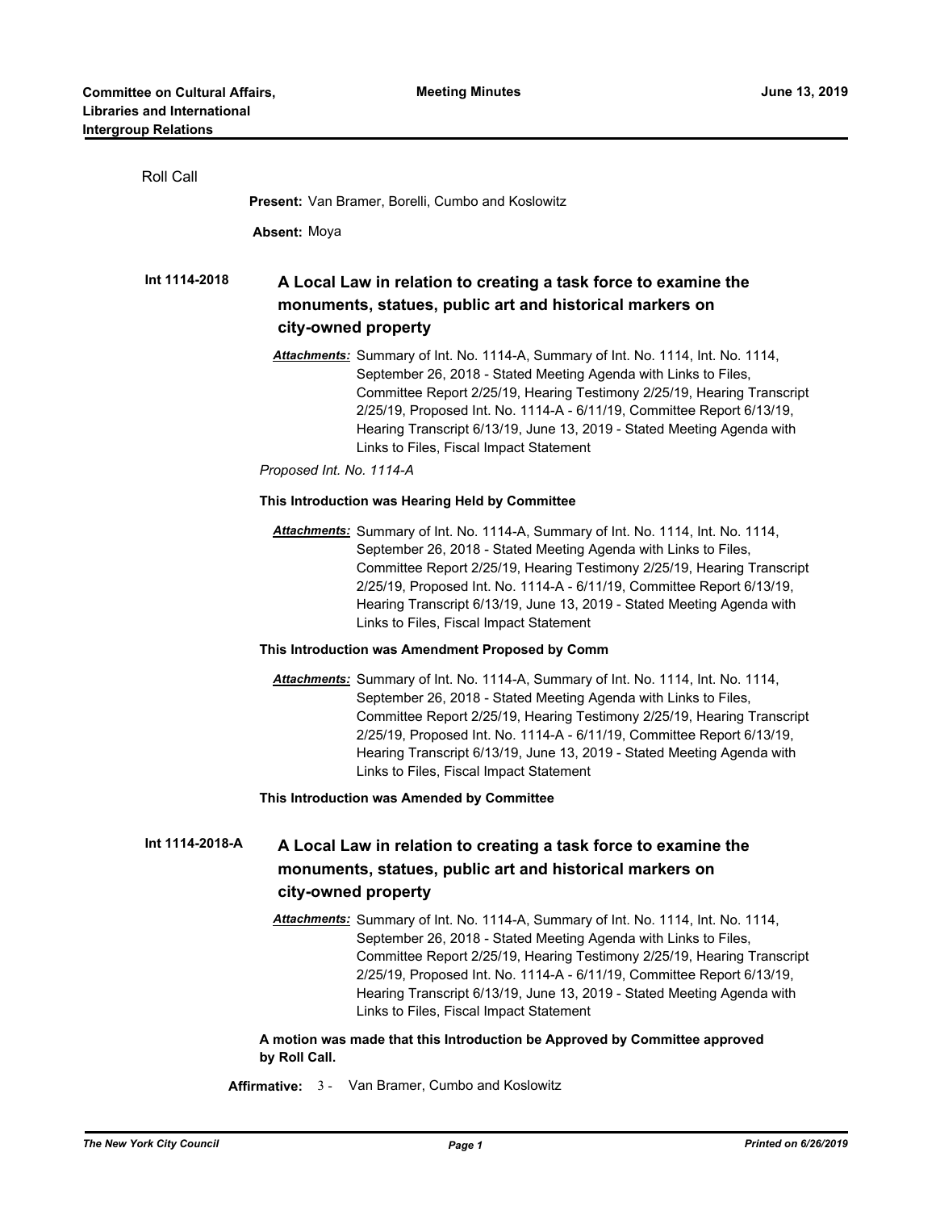Roll Call

**Present:** Van Bramer, Borelli, Cumbo and Koslowitz

**Absent:** Moya

**Int 1114-2018**

**A Local Law in relation to creating a task force to examine the monuments, statues, public art and historical markers on city-owned property**

***Attachments:*** Summary of Int. No. 1114-A, Summary of Int. No. 1114, Int. No. 1114, September 26, 2018 - Stated Meeting Agenda with Links to Files, Committee Report 2/25/19, Hearing Testimony 2/25/19, Hearing Transcript 2/25/19, Proposed Int. No. 1114-A - 6/11/19, Committee Report 6/13/19, Hearing Transcript 6/13/19, June 13, 2019 - Stated Meeting Agenda with Links to Files, Fiscal Impact Statement

*Proposed Int. No. 1114-A*

**This Introduction was Hearing Held by Committee**

***Attachments:*** Summary of Int. No. 1114-A, Summary of Int. No. 1114, Int. No. 1114, September 26, 2018 - Stated Meeting Agenda with Links to Files, Committee Report 2/25/19, Hearing Testimony 2/25/19, Hearing Transcript 2/25/19, Proposed Int. No. 1114-A - 6/11/19, Committee Report 6/13/19, Hearing Transcript 6/13/19, June 13, 2019 - Stated Meeting Agenda with Links to Files, Fiscal Impact Statement

**This Introduction was Amendment Proposed by Comm**

***Attachments:*** Summary of Int. No. 1114-A, Summary of Int. No. 1114, Int. No. 1114, September 26, 2018 - Stated Meeting Agenda with Links to Files, Committee Report 2/25/19, Hearing Testimony 2/25/19, Hearing Transcript 2/25/19, Proposed Int. No. 1114-A - 6/11/19, Committee Report 6/13/19, Hearing Transcript 6/13/19, June 13, 2019 - Stated Meeting Agenda with Links to Files, Fiscal Impact Statement

**This Introduction was Amended by Committee**

**Int 1114-2018-A**

**A Local Law in relation to creating a task force to examine the monuments, statues, public art and historical markers on city-owned property**

***Attachments:*** Summary of Int. No. 1114-A, Summary of Int. No. 1114, Int. No. 1114, September 26, 2018 - Stated Meeting Agenda with Links to Files, Committee Report 2/25/19, Hearing Testimony 2/25/19, Hearing Transcript 2/25/19, Proposed Int. No. 1114-A - 6/11/19, Committee Report 6/13/19, Hearing Transcript 6/13/19, June 13, 2019 - Stated Meeting Agenda with Links to Files, Fiscal Impact Statement

**A motion was made that this Introduction be Approved by Committee approved by Roll Call.**

**Affirmative:** 3 - Van Bramer, Cumbo and Koslowitz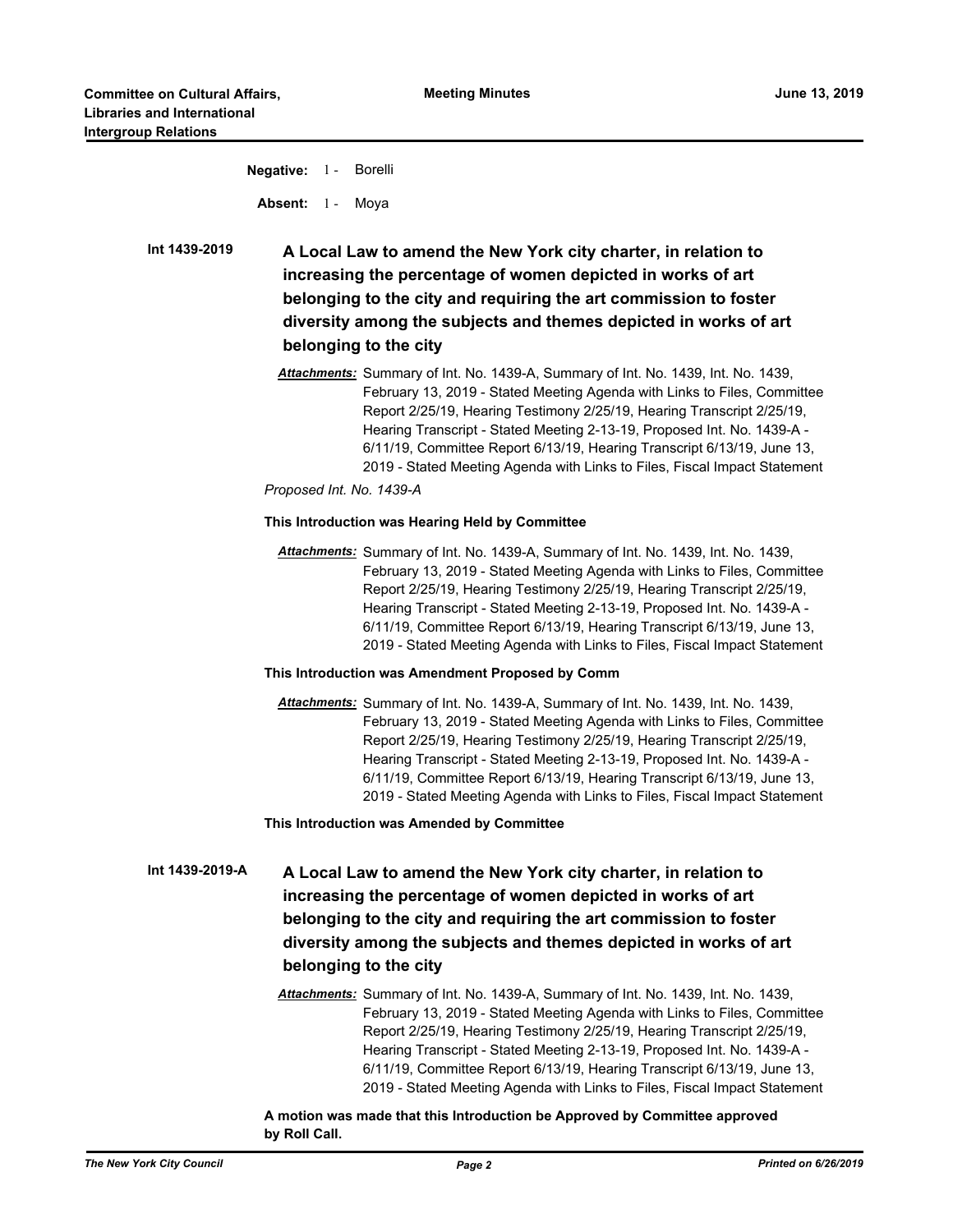**Negative:** 1 - Borelli

**Absent:** 1 - Moya

**Int 1439-2019** **A Local Law to amend the New York city charter, in relation to increasing the percentage of women depicted in works of art belonging to the city and requiring the art commission to foster diversity among the subjects and themes depicted in works of art belonging to the city**

***Attachments:*** Summary of Int. No. 1439-A, Summary of Int. No. 1439, Int. No. 1439, February 13, 2019 - Stated Meeting Agenda with Links to Files, Committee Report 2/25/19, Hearing Testimony 2/25/19, Hearing Transcript 2/25/19, Hearing Transcript - Stated Meeting 2-13-19, Proposed Int. No. 1439-A - 6/11/19, Committee Report 6/13/19, Hearing Transcript 6/13/19, June 13, 2019 - Stated Meeting Agenda with Links to Files, Fiscal Impact Statement

*Proposed Int. No. 1439-A*

**This Introduction was Hearing Held by Committee**

***Attachments:*** Summary of Int. No. 1439-A, Summary of Int. No. 1439, Int. No. 1439, February 13, 2019 - Stated Meeting Agenda with Links to Files, Committee Report 2/25/19, Hearing Testimony 2/25/19, Hearing Transcript 2/25/19, Hearing Transcript - Stated Meeting 2-13-19, Proposed Int. No. 1439-A - 6/11/19, Committee Report 6/13/19, Hearing Transcript 6/13/19, June 13, 2019 - Stated Meeting Agenda with Links to Files, Fiscal Impact Statement

**This Introduction was Amendment Proposed by Comm**

***Attachments:*** Summary of Int. No. 1439-A, Summary of Int. No. 1439, Int. No. 1439, February 13, 2019 - Stated Meeting Agenda with Links to Files, Committee Report 2/25/19, Hearing Testimony 2/25/19, Hearing Transcript 2/25/19, Hearing Transcript - Stated Meeting 2-13-19, Proposed Int. No. 1439-A - 6/11/19, Committee Report 6/13/19, Hearing Transcript 6/13/19, June 13, 2019 - Stated Meeting Agenda with Links to Files, Fiscal Impact Statement

**This Introduction was Amended by Committee**

**Int 1439-2019-A** **A Local Law to amend the New York city charter, in relation to increasing the percentage of women depicted in works of art belonging to the city and requiring the art commission to foster diversity among the subjects and themes depicted in works of art belonging to the city**

***Attachments:*** Summary of Int. No. 1439-A, Summary of Int. No. 1439, Int. No. 1439, February 13, 2019 - Stated Meeting Agenda with Links to Files, Committee Report 2/25/19, Hearing Testimony 2/25/19, Hearing Transcript 2/25/19, Hearing Transcript - Stated Meeting 2-13-19, Proposed Int. No. 1439-A - 6/11/19, Committee Report 6/13/19, Hearing Transcript 6/13/19, June 13, 2019 - Stated Meeting Agenda with Links to Files, Fiscal Impact Statement

**A motion was made that this Introduction be Approved by Committee approved by Roll Call.**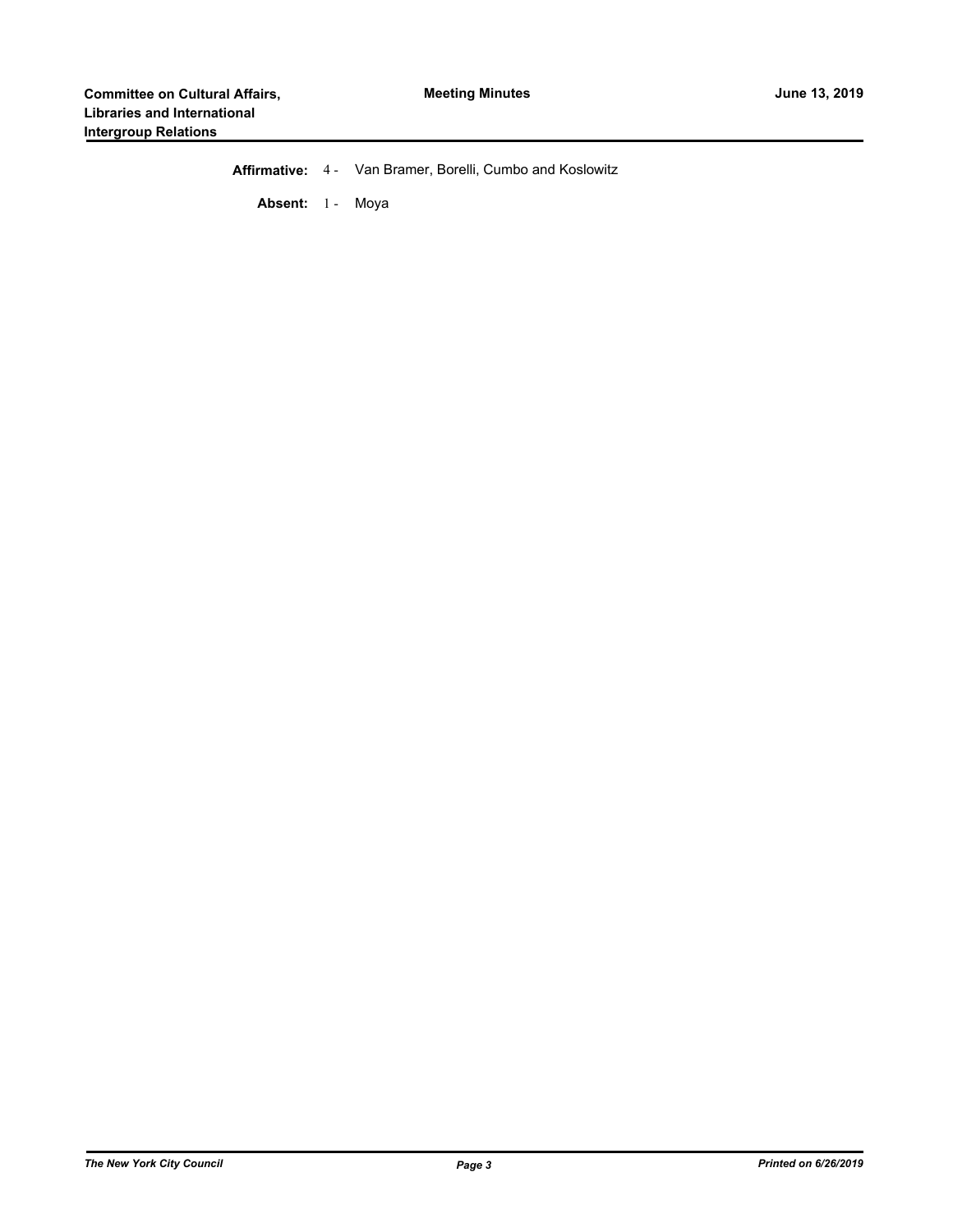**Affirmative:** 4 - Van Bramer, Borelli, Cumbo and Koslowitz

**Absent:** 1 - Moya